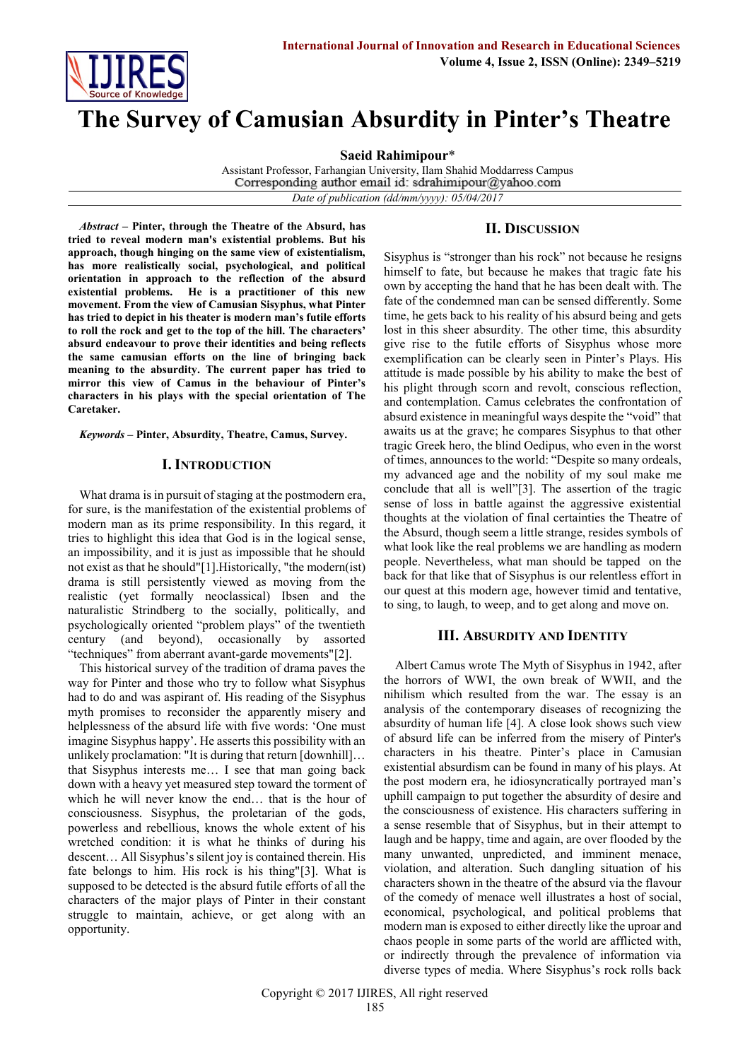# The Survey of Camusian Absurdity in Pinter's Theatre

**Saeid Rahimipour***

Assistant Professor, Farhangian University, Ilam Shahid Moddarress Campus

Corresponding author email id: sdrahimipour@yahoo.com

*Date of publication (dd/mm/yyyy): 05/04/2017*

***Abstract* – Pinter, through the Theatre of the Absurd, has tried to reveal modern man's existential problems. But his approach, though hinging on the same view of existentialism, has more realistically social, psychological, and political orientation in approach to the reflection of the absurd existential problems. He is a practitioner of this new movement. From the view of Camusian Sisyphus, what Pinter has tried to depict in his theater is modern man's futile efforts to roll the rock and get to the top of the hill. The characters' absurd endeavour to prove their identities and being reflects the same camusian efforts on the line of bringing back meaning to the absurdity. The current paper has tried to mirror this view of Camus in the behaviour of Pinter's characters in his plays with the special orientation of The Caretaker.**

***Keywords* – Pinter, Absurdity, Theatre, Camus, Survey.**

## I. Introduction

What drama is in pursuit of staging at the postmodern era, for sure, is the manifestation of the existential problems of modern man as its prime responsibility. In this regard, it tries to highlight this idea that God is in the logical sense, an impossibility, and it is just as impossible that he should not exist as that he should"[1].Historically, "the modern(ist) drama is still persistently viewed as moving from the realistic (yet formally neoclassical) Ibsen and the naturalistic Strindberg to the socially, politically, and psychologically oriented "problem plays" of the twentieth century (and beyond), occasionally by assorted "techniques" from aberrant avant-garde movements"[2].

This historical survey of the tradition of drama paves the way for Pinter and those who try to follow what Sisyphus had to do and was aspirant of. His reading of the Sisyphus myth promises to reconsider the apparently misery and helplessness of the absurd life with five words: 'One must imagine Sisyphus happy'. He asserts this possibility with an unlikely proclamation: "It is during that return [downhill]… that Sisyphus interests me… I see that man going back down with a heavy yet measured step toward the torment of which he will never know the end… that is the hour of consciousness. Sisyphus, the proletarian of the gods, powerless and rebellious, knows the whole extent of his wretched condition: it is what he thinks of during his descent… All Sisyphus's silent joy is contained therein. His fate belongs to him. His rock is his thing"[3]. What is supposed to be detected is the absurd futile efforts of all the characters of the major plays of Pinter in their constant struggle to maintain, achieve, or get along with an opportunity.

## II. Discussion

Sisyphus is "stronger than his rock" not because he resigns himself to fate, but because he makes that tragic fate his own by accepting the hand that he has been dealt with. The fate of the condemned man can be sensed differently. Some time, he gets back to his reality of his absurd being and gets lost in this sheer absurdity. The other time, this absurdity give rise to the futile efforts of Sisyphus whose more exemplification can be clearly seen in Pinter's Plays. His attitude is made possible by his ability to make the best of his plight through scorn and revolt, conscious reflection, and contemplation. Camus celebrates the confrontation of absurd existence in meaningful ways despite the "void" that awaits us at the grave; he compares Sisyphus to that other tragic Greek hero, the blind Oedipus, who even in the worst of times, announces to the world: "Despite so many ordeals, my advanced age and the nobility of my soul make me conclude that all is well"[3]. The assertion of the tragic sense of loss in battle against the aggressive existential thoughts at the violation of final certainties the Theatre of the Absurd, though seem a little strange, resides symbols of what look like the real problems we are handling as modern people. Nevertheless, what man should be tapped on the back for that like that of Sisyphus is our relentless effort in our quest at this modern age, however timid and tentative, to sing, to laugh, to weep, and to get along and move on.

## III. Absurdity and Identity

Albert Camus wrote The Myth of Sisyphus in 1942, after the horrors of WWI, the own break of WWII, and the nihilism which resulted from the war. The essay is an analysis of the contemporary diseases of recognizing the absurdity of human life [4]. A close look shows such view of absurd life can be inferred from the misery of Pinter's characters in his theatre. Pinter's place in Camusian existential absurdism can be found in many of his plays. At the post modern era, he idiosyncratically portrayed man's uphill campaign to put together the absurdity of desire and the consciousness of existence. His characters suffering in a sense resemble that of Sisyphus, but in their attempt to laugh and be happy, time and again, are over flooded by the many unwanted, unpredicted, and imminent menace, violation, and alteration. Such dangling situation of his characters shown in the theatre of the absurd via the flavour of the comedy of menace well illustrates a host of social, economical, psychological, and political problems that modern man is exposed to either directly like the uproar and chaos people in some parts of the world are afflicted with, or indirectly through the prevalence of information via diverse types of media. Where Sisyphus's rock rolls back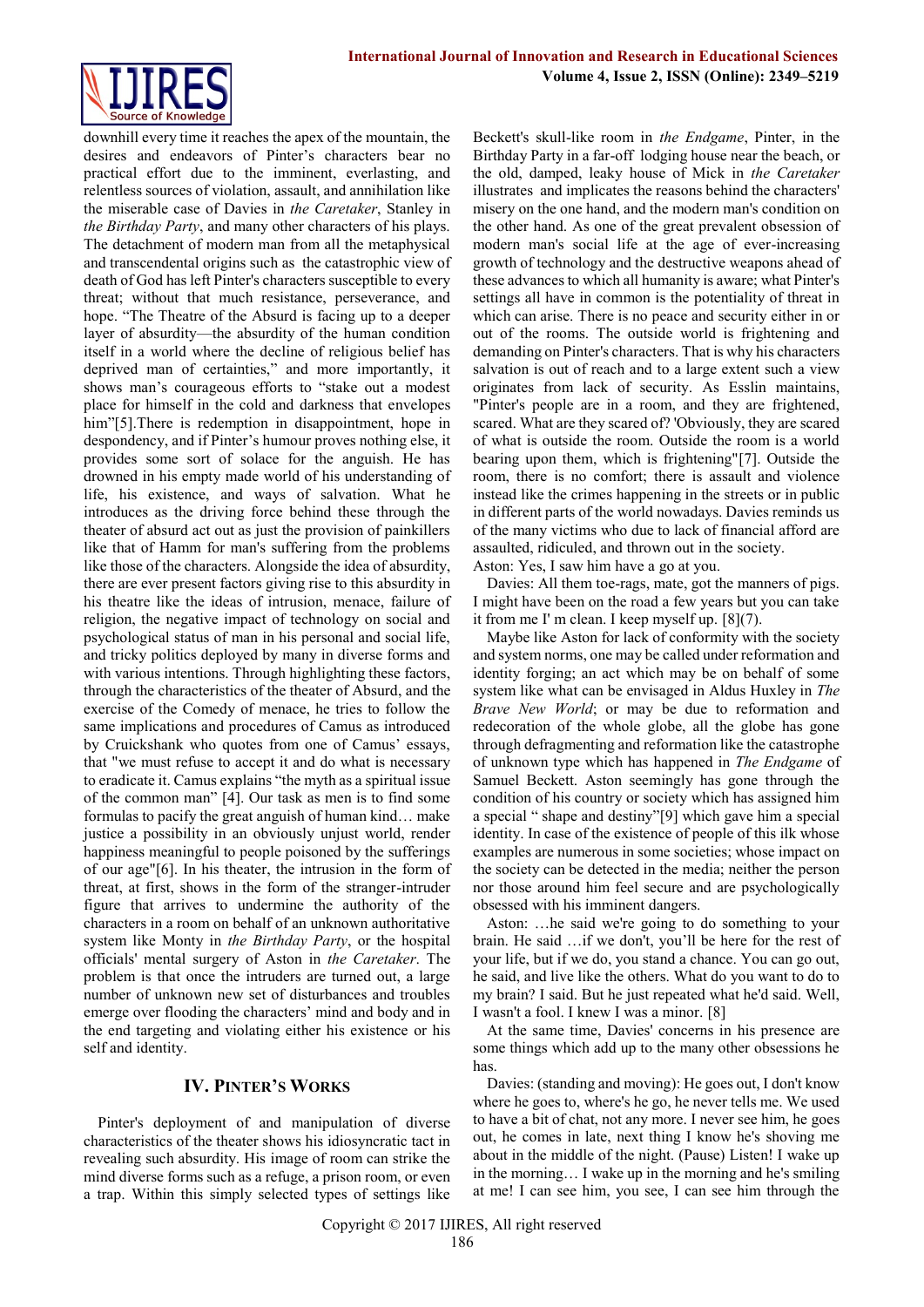downhill every time it reaches the apex of the mountain, the desires and endeavors of Pinter's characters bear no practical effort due to the imminent, everlasting, and relentless sources of violation, assault, and annihilation like the miserable case of Davies in *the Caretaker*, Stanley in *the Birthday Party*, and many other characters of his plays. The detachment of modern man from all the metaphysical and transcendental origins such as the catastrophic view of death of God has left Pinter's characters susceptible to every threat; without that much resistance, perseverance, and hope. "The Theatre of the Absurd is facing up to a deeper layer of absurdity—the absurdity of the human condition itself in a world where the decline of religious belief has deprived man of certainties," and more importantly, it shows man's courageous efforts to "stake out a modest place for himself in the cold and darkness that envelopes him"[5].There is redemption in disappointment, hope in despondency, and if Pinter's humour proves nothing else, it provides some sort of solace for the anguish. He has drowned in his empty made world of his understanding of life, his existence, and ways of salvation. What he introduces as the driving force behind these through the theater of absurd act out as just the provision of painkillers like that of Hamm for man's suffering from the problems like those of the characters. Alongside the idea of absurdity, there are ever present factors giving rise to this absurdity in his theatre like the ideas of intrusion, menace, failure of religion, the negative impact of technology on social and psychological status of man in his personal and social life, and tricky politics deployed by many in diverse forms and with various intentions. Through highlighting these factors, through the characteristics of the theater of Absurd, and the exercise of the Comedy of menace, he tries to follow the same implications and procedures of Camus as introduced by Cruickshank who quotes from one of Camus' essays, that "we must refuse to accept it and do what is necessary to eradicate it. Camus explains "the myth as a spiritual issue of the common man" [4]. Our task as men is to find some formulas to pacify the great anguish of human kind… make justice a possibility in an obviously unjust world, render happiness meaningful to people poisoned by the sufferings of our age"[6]. In his theater, the intrusion in the form of threat, at first, shows in the form of the stranger-intruder figure that arrives to undermine the authority of the characters in a room on behalf of an unknown authoritative system like Monty in *the Birthday Party*, or the hospital officials' mental surgery of Aston in *the Caretaker*. The problem is that once the intruders are turned out, a large number of unknown new set of disturbances and troubles emerge over flooding the characters' mind and body and in the end targeting and violating either his existence or his self and identity.

## IV. Pinter's Works

Pinter's deployment of and manipulation of diverse characteristics of the theater shows his idiosyncratic tact in revealing such absurdity. His image of room can strike the mind diverse forms such as a refuge, a prison room, or even a trap. Within this simply selected types of settings like Beckett's skull-like room in *the Endgame*, Pinter, in the Birthday Party in a far-off lodging house near the beach, or the old, damped, leaky house of Mick in *the Caretaker* illustrates and implicates the reasons behind the characters' misery on the one hand, and the modern man's condition on the other hand. As one of the great prevalent obsession of modern man's social life at the age of ever-increasing growth of technology and the destructive weapons ahead of these advances to which all humanity is aware; what Pinter's settings all have in common is the potentiality of threat in which can arise. There is no peace and security either in or out of the rooms. The outside world is frightening and demanding on Pinter's characters. That is why his characters salvation is out of reach and to a large extent such a view originates from lack of security. As Esslin maintains, "Pinter's people are in a room, and they are frightened, scared. What are they scared of? 'Obviously, they are scared of what is outside the room. Outside the room is a world bearing upon them, which is frightening"[7]. Outside the room, there is no comfort; there is assault and violence instead like the crimes happening in the streets or in public in different parts of the world nowadays. Davies reminds us of the many victims who due to lack of financial afford are assaulted, ridiculed, and thrown out in the society.

Aston: Yes, I saw him have a go at you.

Davies: All them toe-rags, mate, got the manners of pigs. I might have been on the road a few years but you can take it from me I' m clean. I keep myself up. [8](7).

Maybe like Aston for lack of conformity with the society and system norms, one may be called under reformation and identity forging; an act which may be on behalf of some system like what can be envisaged in Aldus Huxley in *The Brave New World*; or may be due to reformation and redecoration of the whole globe, all the globe has gone through defragmenting and reformation like the catastrophe of unknown type which has happened in *The Endgame* of Samuel Beckett. Aston seemingly has gone through the condition of his country or society which has assigned him a special " shape and destiny"[9] which gave him a special identity. In case of the existence of people of this ilk whose examples are numerous in some societies; whose impact on the society can be detected in the media; neither the person nor those around him feel secure and are psychologically obsessed with his imminent dangers.

Aston: …he said we're going to do something to your brain. He said …if we don't, you'll be here for the rest of your life, but if we do, you stand a chance. You can go out, he said, and live like the others. What do you want to do to my brain? I said. But he just repeated what he'd said. Well, I wasn't a fool. I knew I was a minor. [8]

At the same time, Davies' concerns in his presence are some things which add up to the many other obsessions he has.

Davies: (standing and moving): He goes out, I don't know where he goes to, where's he go, he never tells me. We used to have a bit of chat, not any more. I never see him, he goes out, he comes in late, next thing I know he's shoving me about in the middle of the night. (Pause) Listen! I wake up in the morning… I wake up in the morning and he's smiling at me! I can see him, you see, I can see him through the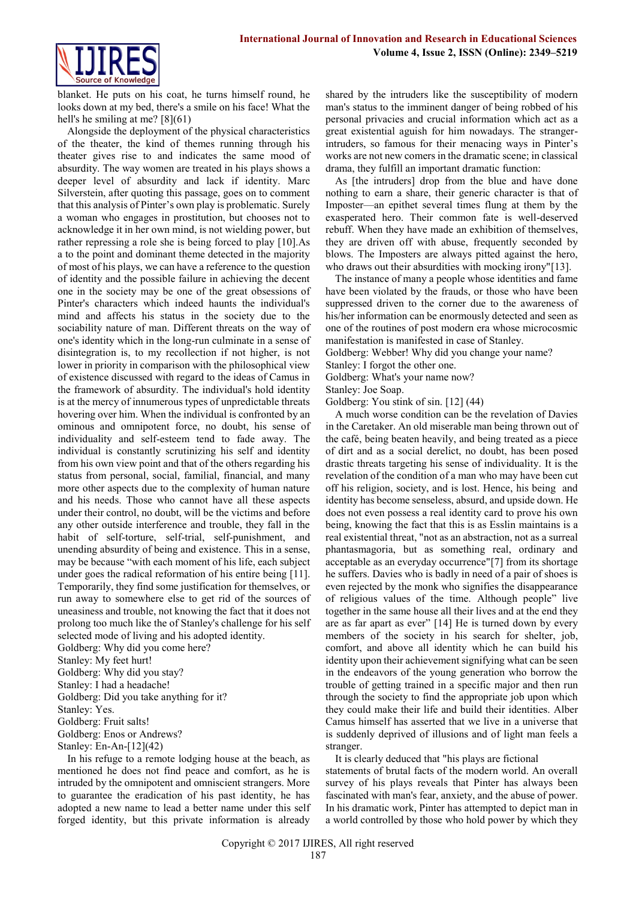blanket. He puts on his coat, he turns himself round, he looks down at my bed, there's a smile on his face! What the hell's he smiling at me? [8](61)

Alongside the deployment of the physical characteristics of the theater, the kind of themes running through his theater gives rise to and indicates the same mood of absurdity. The way women are treated in his plays shows a deeper level of absurdity and lack if identity. Marc Silverstein, after quoting this passage, goes on to comment that this analysis of Pinter's own play is problematic. Surely a woman who engages in prostitution, but chooses not to acknowledge it in her own mind, is not wielding power, but rather repressing a role she is being forced to play [10].As a to the point and dominant theme detected in the majority of most of his plays, we can have a reference to the question of identity and the possible failure in achieving the decent one in the society may be one of the great obsessions of Pinter's characters which indeed haunts the individual's mind and affects his status in the society due to the sociability nature of man. Different threats on the way of one's identity which in the long-run culminate in a sense of disintegration is, to my recollection if not higher, is not lower in priority in comparison with the philosophical view of existence discussed with regard to the ideas of Camus in the framework of absurdity. The individual's hold identity is at the mercy of innumerous types of unpredictable threats hovering over him. When the individual is confronted by an ominous and omnipotent force, no doubt, his sense of individuality and self-esteem tend to fade away. The individual is constantly scrutinizing his self and identity from his own view point and that of the others regarding his status from personal, social, familial, financial, and many more other aspects due to the complexity of human nature and his needs. Those who cannot have all these aspects under their control, no doubt, will be the victims and before any other outside interference and trouble, they fall in the habit of self-torture, self-trial, self-punishment, and unending absurdity of being and existence. This in a sense, may be because "with each moment of his life, each subject under goes the radical reformation of his entire being [11]. Temporarily, they find some justification for themselves, or run away to somewhere else to get rid of the sources of uneasiness and trouble, not knowing the fact that it does not prolong too much like the of Stanley's challenge for his self selected mode of living and his adopted identity.

Goldberg: Why did you come here?
Stanley: My feet hurt!
Goldberg: Why did you stay?
Stanley: I had a headache!
Goldberg: Did you take anything for it?
Stanley: Yes.
Goldberg: Fruit salts!
Goldberg: Enos or Andrews?
Stanley: En-An-[12](42)

In his refuge to a remote lodging house at the beach, as mentioned he does not find peace and comfort, as he is intruded by the omnipotent and omniscient strangers. More to guarantee the eradication of his past identity, he has adopted a new name to lead a better name under this self forged identity, but this private information is already shared by the intruders like the susceptibility of modern man's status to the imminent danger of being robbed of his personal privacies and crucial information which act as a great existential aguish for him nowadays. The stranger-intruders, so famous for their menacing ways in Pinter's works are not new comers in the dramatic scene; in classical drama, they fulfill an important dramatic function:

As [the intruders] drop from the blue and have done nothing to earn a share, their generic character is that of Imposter—an epithet several times flung at them by the exasperated hero. Their common fate is well-deserved rebuff. When they have made an exhibition of themselves, they are driven off with abuse, frequently seconded by blows. The Imposters are always pitted against the hero, who draws out their absurdities with mocking irony"[13].

The instance of many a people whose identities and fame have been violated by the frauds, or those who have been suppressed driven to the corner due to the awareness of his/her information can be enormously detected and seen as one of the routines of post modern era whose microcosmic manifestation is manifested in case of Stanley.

Goldberg: Webber! Why did you change your name?
Stanley: I forgot the other one.
Goldberg: What's your name now?
Stanley: Joe Soap.
Goldberg: You stink of sin. [12] (44)

A much worse condition can be the revelation of Davies in the Caretaker. An old miserable man being thrown out of the café, being beaten heavily, and being treated as a piece of dirt and as a social derelict, no doubt, has been posed drastic threats targeting his sense of individuality. It is the revelation of the condition of a man who may have been cut off his religion, society, and is lost. Hence, his being and identity has become senseless, absurd, and upside down. He does not even possess a real identity card to prove his own being, knowing the fact that this is as Esslin maintains is a real existential threat, "not as an abstraction, not as a surreal phantasmagoria, but as something real, ordinary and acceptable as an everyday occurrence"[7] from its shortage he suffers. Davies who is badly in need of a pair of shoes is even rejected by the monk who signifies the disappearance of religious values of the time. Although people" live together in the same house all their lives and at the end they are as far apart as ever" [14] He is turned down by every members of the society in his search for shelter, job, comfort, and above all identity which he can build his identity upon their achievement signifying what can be seen in the endeavors of the young generation who borrow the trouble of getting trained in a specific major and then run through the society to find the appropriate job upon which they could make their life and build their identities. Alber Camus himself has asserted that we live in a universe that is suddenly deprived of illusions and of light man feels a stranger.

It is clearly deduced that "his plays are fictional statements of brutal facts of the modern world. An overall survey of his plays reveals that Pinter has always been fascinated with man's fear, anxiety, and the abuse of power. In his dramatic work, Pinter has attempted to depict man in a world controlled by those who hold power by which they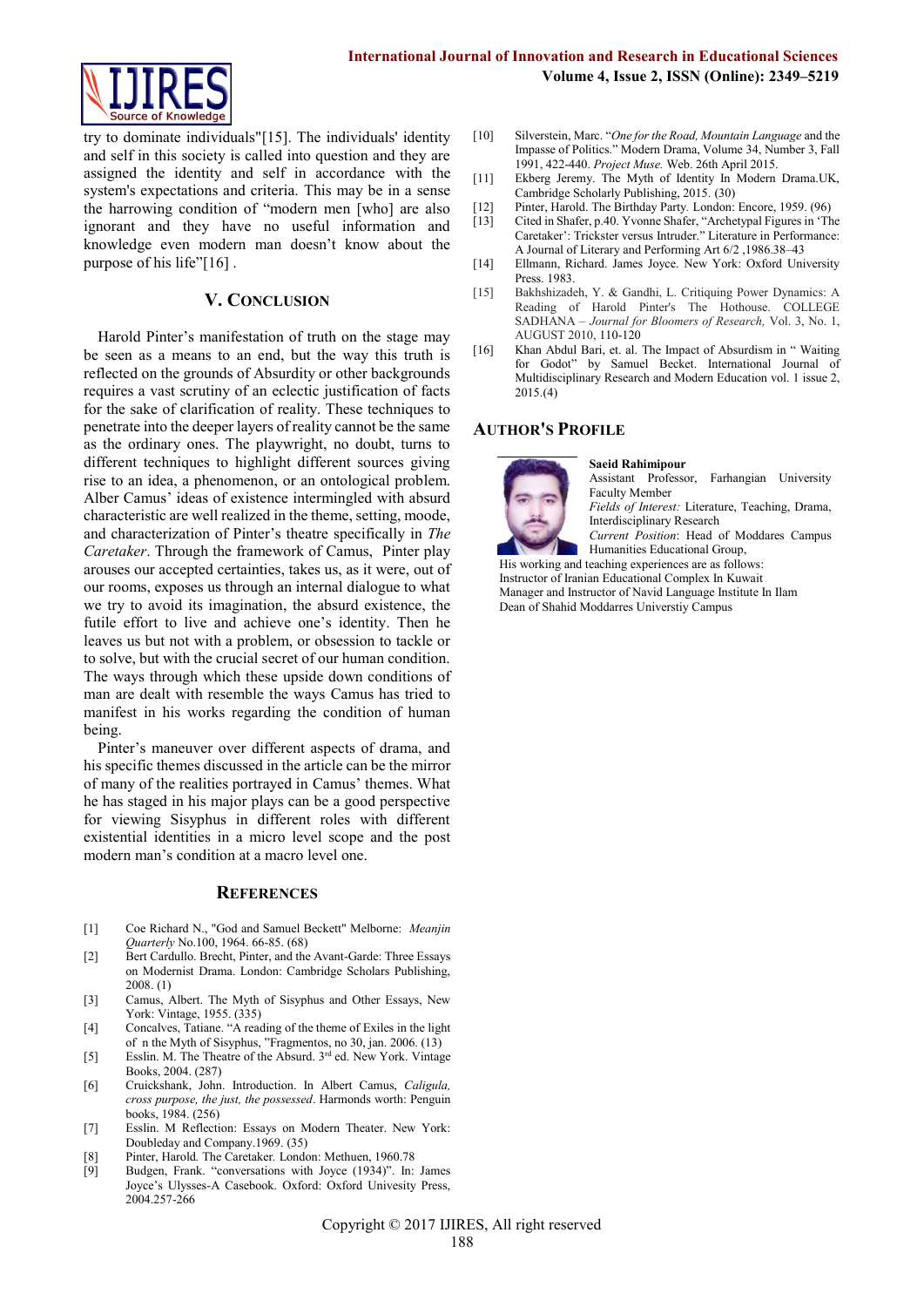try to dominate individuals"[15]. The individuals' identity and self in this society is called into question and they are assigned the identity and self in accordance with the system's expectations and criteria. This may be in a sense the harrowing condition of "modern men [who] are also ignorant and they have no useful information and knowledge even modern man doesn't know about the purpose of his life"[16] .

## V. Conclusion

Harold Pinter's manifestation of truth on the stage may be seen as a means to an end, but the way this truth is reflected on the grounds of Absurdity or other backgrounds requires a vast scrutiny of an eclectic justification of facts for the sake of clarification of reality. These techniques to penetrate into the deeper layers of reality cannot be the same as the ordinary ones. The playwright, no doubt, turns to different techniques to highlight different sources giving rise to an idea, a phenomenon, or an ontological problem. Alber Camus' ideas of existence intermingled with absurd characteristic are well realized in the theme, setting, moode, and characterization of Pinter's theatre specifically in *The Caretaker*. Through the framework of Camus, Pinter play arouses our accepted certainties, takes us, as it were, out of our rooms, exposes us through an internal dialogue to what we try to avoid its imagination, the absurd existence, the futile effort to live and achieve one's identity. Then he leaves us but not with a problem, or obsession to tackle or to solve, but with the crucial secret of our human condition. The ways through which these upside down conditions of man are dealt with resemble the ways Camus has tried to manifest in his works regarding the condition of human being.

Pinter's maneuver over different aspects of drama, and his specific themes discussed in the article can be the mirror of many of the realities portrayed in Camus' themes. What he has staged in his major plays can be a good perspective for viewing Sisyphus in different roles with different existential identities in a micro level scope and the post modern man's condition at a macro level one.

## References

[1] Coe Richard N., "God and Samuel Beckett" Melborne: *Meanjin Quarterly* No.100, 1964. 66-85. (68)

[2] Bert Cardullo. Brecht, Pinter, and the Avant-Garde: Three Essays on Modernist Drama. London: Cambridge Scholars Publishing, 2008. (1)

[3] Camus, Albert. The Myth of Sisyphus and Other Essays, New York: Vintage, 1955. (335)

[4] Concalves, Tatiane. "A reading of the theme of Exiles in the light of n the Myth of Sisyphus, "Fragmentos, no 30, jan. 2006. (13)

[5] Esslin. M. The Theatre of the Absurd. 3rd ed. New York. Vintage Books, 2004. (287)

[6] Cruickshank, John. Introduction. In Albert Camus, *Caligula, cross purpose, the just, the possessed*. Harmonds worth: Penguin books, 1984. (256)

[7] Esslin. M Reflection: Essays on Modern Theater. New York: Doubleday and Company.1969. (35)

[8] Pinter, Harold. The Caretaker. London: Methuen, 1960.78

[9] Budgen, Frank. "conversations with Joyce (1934)". In: James Joyce's Ulysses-A Casebook. Oxford: Oxford Univesity Press, 2004.257-266

[10] Silverstein, Marc. "*One for the Road, Mountain Language* and the Impasse of Politics." Modern Drama, Volume 34, Number 3, Fall 1991, 422-440. *Project Muse.* Web. 26th April 2015.

[11] Ekberg Jeremy. The Myth of Identity In Modern Drama.UK, Cambridge Scholarly Publishing, 2015. (30)

[12] Pinter, Harold. The Birthday Party. London: Encore, 1959. (96)

[13] Cited in Shafer, p.40. Yvonne Shafer, "Archetypal Figures in 'The Caretaker': Trickster versus Intruder." Literature in Performance: A Journal of Literary and Performing Art 6/2 ,1986.38–43

[14] Ellmann, Richard. James Joyce. New York: Oxford University Press. 1983.

[15] Bakhshizadeh, Y. & Gandhi, L. Critiquing Power Dynamics: A Reading of Harold Pinter's The Hothouse. COLLEGE SADHANA – *Journal for Bloomers of Research,* Vol. 3, No. 1, AUGUST 2010, 110-120

[16] Khan Abdul Bari, et. al. The Impact of Absurdism in " Waiting for Godot" by Samuel Becket. International Journal of Multidisciplinary Research and Modern Education vol. 1 issue 2, 2015.(4)

## Author's Profile

**Saeid Rahimipour**
Assistant Professor, Farhangian University Faculty Member
*Fields of Interest:* Literature, Teaching, Drama, Interdisciplinary Research
*Current Position*: Head of Moddares Campus Humanities Educational Group,
His working and teaching experiences are as follows:
Instructor of Iranian Educational Complex In Kuwait
Manager and Instructor of Navid Language Institute In Ilam
Dean of Shahid Moddarres Universtiy Campus